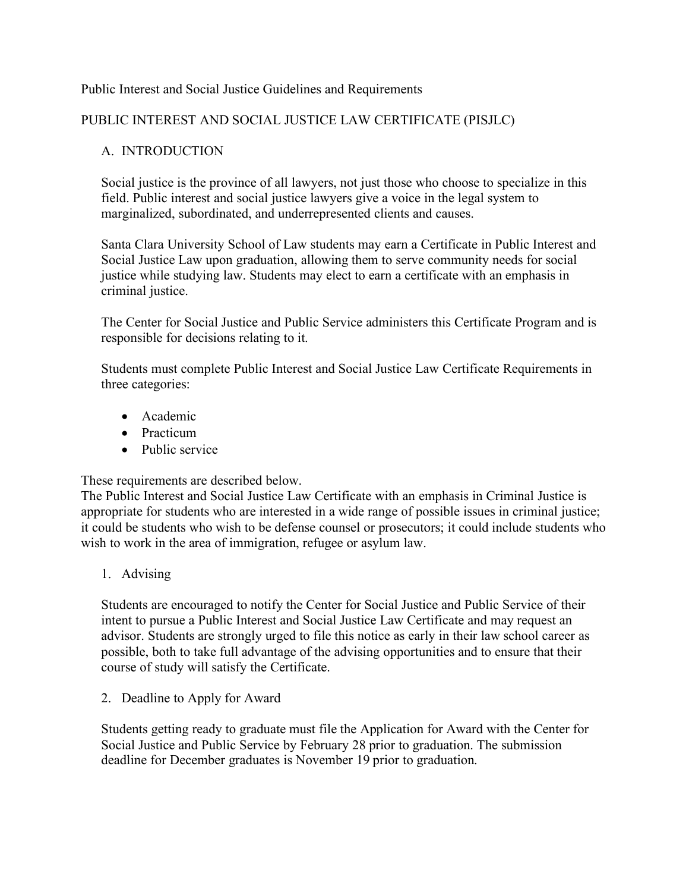Public Interest and Social Justice Guidelines and Requirements

# PUBLIC INTEREST AND SOCIAL JUSTICE LAW CERTIFICATE (PISJLC)

## A. INTRODUCTION

Social justice is the province of all lawyers, not just those who choose to specialize in this field. Public interest and social justice lawyers give a voice in the legal system to marginalized, subordinated, and underrepresented clients and causes.

Santa Clara University School of Law students may earn a Certificate in Public Interest and Social Justice Law upon graduation, allowing them to serve community needs for social justice while studying law. Students may elect to earn a certificate with an emphasis in criminal justice.

The Center for Social Justice and Public Service administers this Certificate Program and is responsible for decisions relating to it.

Students must complete Public Interest and Social Justice Law Certificate Requirements in three categories:

- Academic
- Practicum
- Public service

These requirements are described below.
The Public Interest and Social Justice Law Certificate with an emphasis in Criminal Justice is appropriate for students who are interested in a wide range of possible issues in criminal justice; it could be students who wish to be defense counsel or prosecutors; it could include students who wish to work in the area of immigration, refugee or asylum law.

### 1. Advising

Students are encouraged to notify the Center for Social Justice and Public Service of their intent to pursue a Public Interest and Social Justice Law Certificate and may request an advisor. Students are strongly urged to file this notice as early in their law school career as possible, both to take full advantage of the advising opportunities and to ensure that their course of study will satisfy the Certificate.

### 2. Deadline to Apply for Award

Students getting ready to graduate must file the Application for Award with the Center for Social Justice and Public Service by February 28 prior to graduation. The submission deadline for December graduates is November 19 prior to graduation.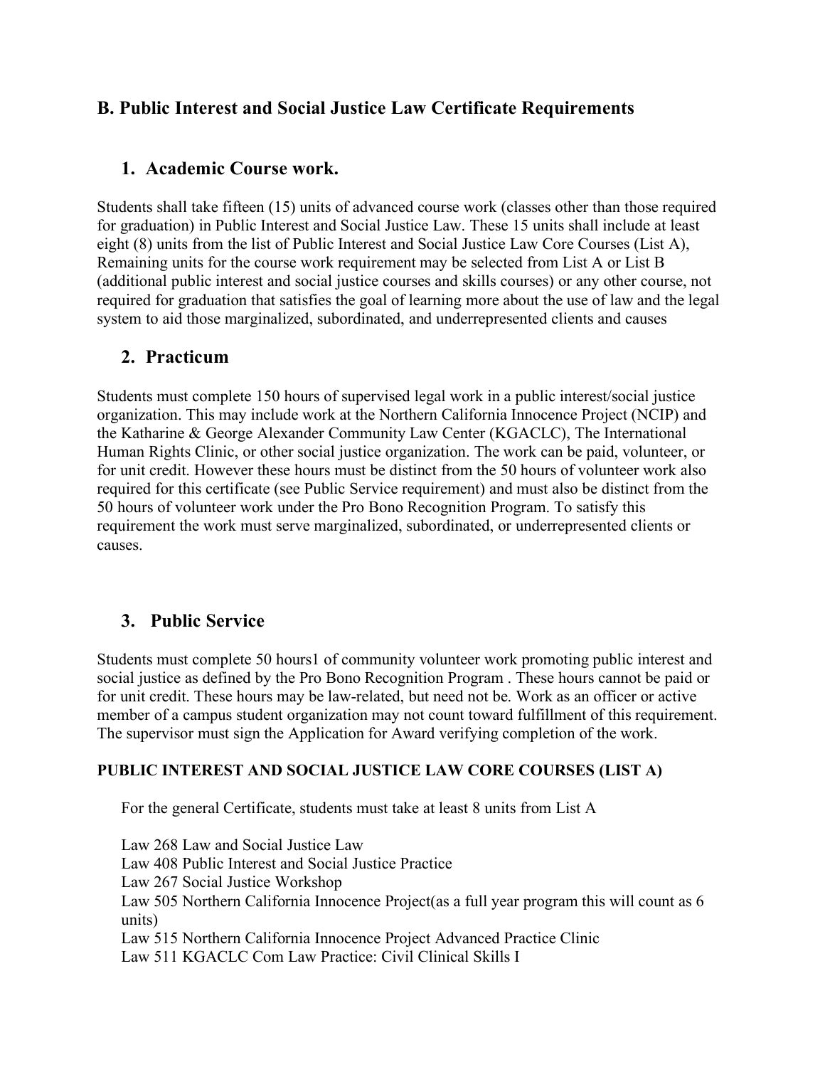## B. Public Interest and Social Justice Law Certificate Requirements

### 1. Academic Course work.

Students shall take fifteen (15) units of advanced course work (classes other than those required for graduation) in Public Interest and Social Justice Law. These 15 units shall include at least eight (8) units from the list of Public Interest and Social Justice Law Core Courses (List A), Remaining units for the course work requirement may be selected from List A or List B (additional public interest and social justice courses and skills courses) or any other course, not required for graduation that satisfies the goal of learning more about the use of law and the legal system to aid those marginalized, subordinated, and underrepresented clients and causes

### 2. Practicum

Students must complete 150 hours of supervised legal work in a public interest/social justice organization. This may include work at the Northern California Innocence Project (NCIP) and the Katharine & George Alexander Community Law Center (KGACLC), The International Human Rights Clinic, or other social justice organization. The work can be paid, volunteer, or for unit credit. However these hours must be distinct from the 50 hours of volunteer work also required for this certificate (see Public Service requirement) and must also be distinct from the 50 hours of volunteer work under the Pro Bono Recognition Program. To satisfy this requirement the work must serve marginalized, subordinated, or underrepresented clients or causes.

### 3. Public Service

Students must complete 50 hours[1] of community volunteer work promoting public interest and social justice as defined by the Pro Bono Recognition Program . These hours cannot be paid or for unit credit. These hours may be law-related, but need not be. Work as an officer or active member of a campus student organization may not count toward fulfillment of this requirement. The supervisor must sign the Application for Award verifying completion of the work.

**PUBLIC INTEREST AND SOCIAL JUSTICE LAW CORE COURSES (LIST A)**

For the general Certificate, students must take at least 8 units from List A

Law 268 Law and Social Justice Law
Law 408 Public Interest and Social Justice Practice
Law 267 Social Justice Workshop
Law 505 Northern California Innocence Project(as a full year program this will count as 6 units)
Law 515 Northern California Innocence Project Advanced Practice Clinic
Law 511 KGACLC Com Law Practice: Civil Clinical Skills I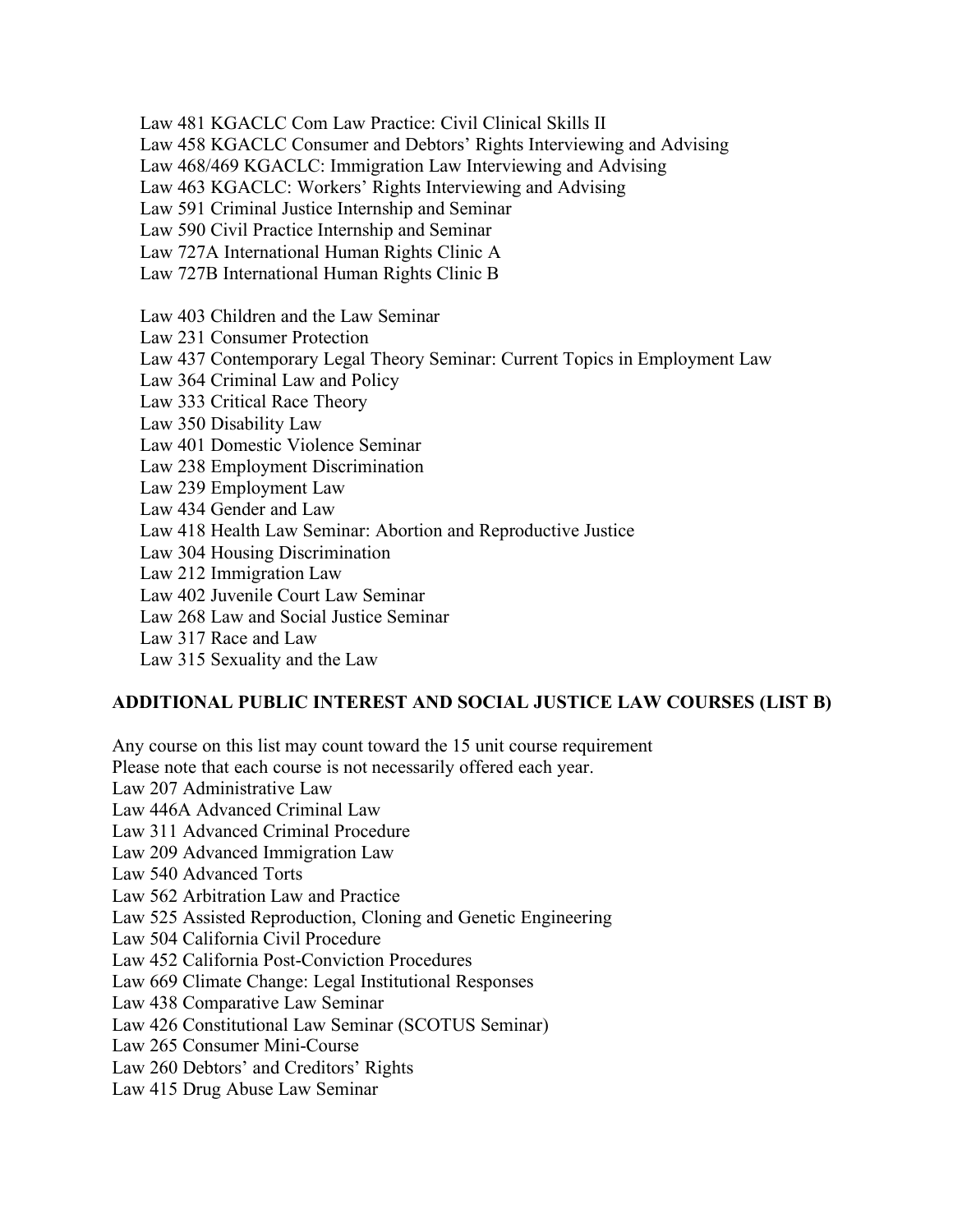Law 481 KGACLC Com Law Practice: Civil Clinical Skills II
Law 458 KGACLC Consumer and Debtors' Rights Interviewing and Advising
Law 468/469 KGACLC: Immigration Law Interviewing and Advising
Law 463 KGACLC: Workers' Rights Interviewing and Advising
Law 591 Criminal Justice Internship and Seminar
Law 590 Civil Practice Internship and Seminar
Law 727A International Human Rights Clinic A
Law 727B International Human Rights Clinic B

Law 403 Children and the Law Seminar
Law 231 Consumer Protection
Law 437 Contemporary Legal Theory Seminar: Current Topics in Employment Law
Law 364 Criminal Law and Policy
Law 333 Critical Race Theory
Law 350 Disability Law
Law 401 Domestic Violence Seminar
Law 238 Employment Discrimination
Law 239 Employment Law
Law 434 Gender and Law
Law 418 Health Law Seminar: Abortion and Reproductive Justice
Law 304 Housing Discrimination
Law 212 Immigration Law
Law 402 Juvenile Court Law Seminar
Law 268 Law and Social Justice Seminar
Law 317 Race and Law
Law 315 Sexuality and the Law

**ADDITIONAL PUBLIC INTEREST AND SOCIAL JUSTICE LAW COURSES (LIST B)**

Any course on this list may count toward the 15 unit course requirement
Please note that each course is not necessarily offered each year.
Law 207 Administrative Law
Law 446A Advanced Criminal Law
Law 311 Advanced Criminal Procedure
Law 209 Advanced Immigration Law
Law 540 Advanced Torts
Law 562 Arbitration Law and Practice
Law 525 Assisted Reproduction, Cloning and Genetic Engineering
Law 504 California Civil Procedure
Law 452 California Post-Conviction Procedures
Law 669 Climate Change: Legal Institutional Responses
Law 438 Comparative Law Seminar
Law 426 Constitutional Law Seminar (SCOTUS Seminar)
Law 265 Consumer Mini-Course
Law 260 Debtors' and Creditors' Rights
Law 415 Drug Abuse Law Seminar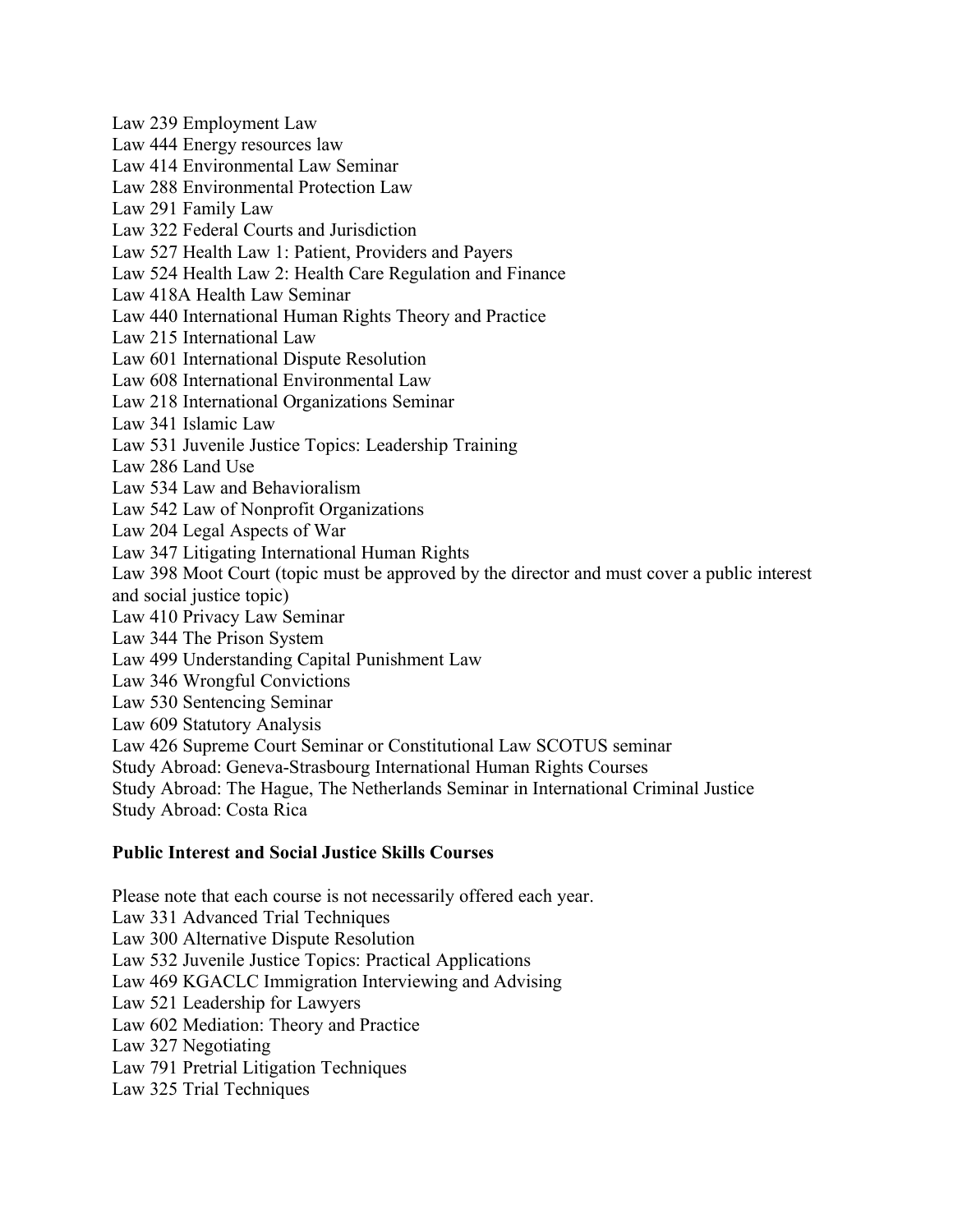Law 239 Employment Law
Law 444 Energy resources law
Law 414 Environmental Law Seminar
Law 288 Environmental Protection Law
Law 291 Family Law
Law 322 Federal Courts and Jurisdiction
Law 527 Health Law 1: Patient, Providers and Payers
Law 524 Health Law 2: Health Care Regulation and Finance
Law 418A Health Law Seminar
Law 440 International Human Rights Theory and Practice
Law 215 International Law
Law 601 International Dispute Resolution
Law 608 International Environmental Law
Law 218 International Organizations Seminar
Law 341 Islamic Law
Law 531 Juvenile Justice Topics: Leadership Training
Law 286 Land Use
Law 534 Law and Behavioralism
Law 542 Law of Nonprofit Organizations
Law 204 Legal Aspects of War
Law 347 Litigating International Human Rights
Law 398 Moot Court (topic must be approved by the director and must cover a public interest and social justice topic)
Law 410 Privacy Law Seminar
Law 344 The Prison System
Law 499 Understanding Capital Punishment Law
Law 346 Wrongful Convictions
Law 530 Sentencing Seminar
Law 609 Statutory Analysis
Law 426 Supreme Court Seminar or Constitutional Law SCOTUS seminar
Study Abroad: Geneva-Strasbourg International Human Rights Courses
Study Abroad: The Hague, The Netherlands Seminar in International Criminal Justice
Study Abroad: Costa Rica

**Public Interest and Social Justice Skills Courses**

Please note that each course is not necessarily offered each year.
Law 331 Advanced Trial Techniques
Law 300 Alternative Dispute Resolution
Law 532 Juvenile Justice Topics: Practical Applications
Law 469 KGACLC Immigration Interviewing and Advising
Law 521 Leadership for Lawyers
Law 602 Mediation: Theory and Practice
Law 327 Negotiating
Law 791 Pretrial Litigation Techniques
Law 325 Trial Techniques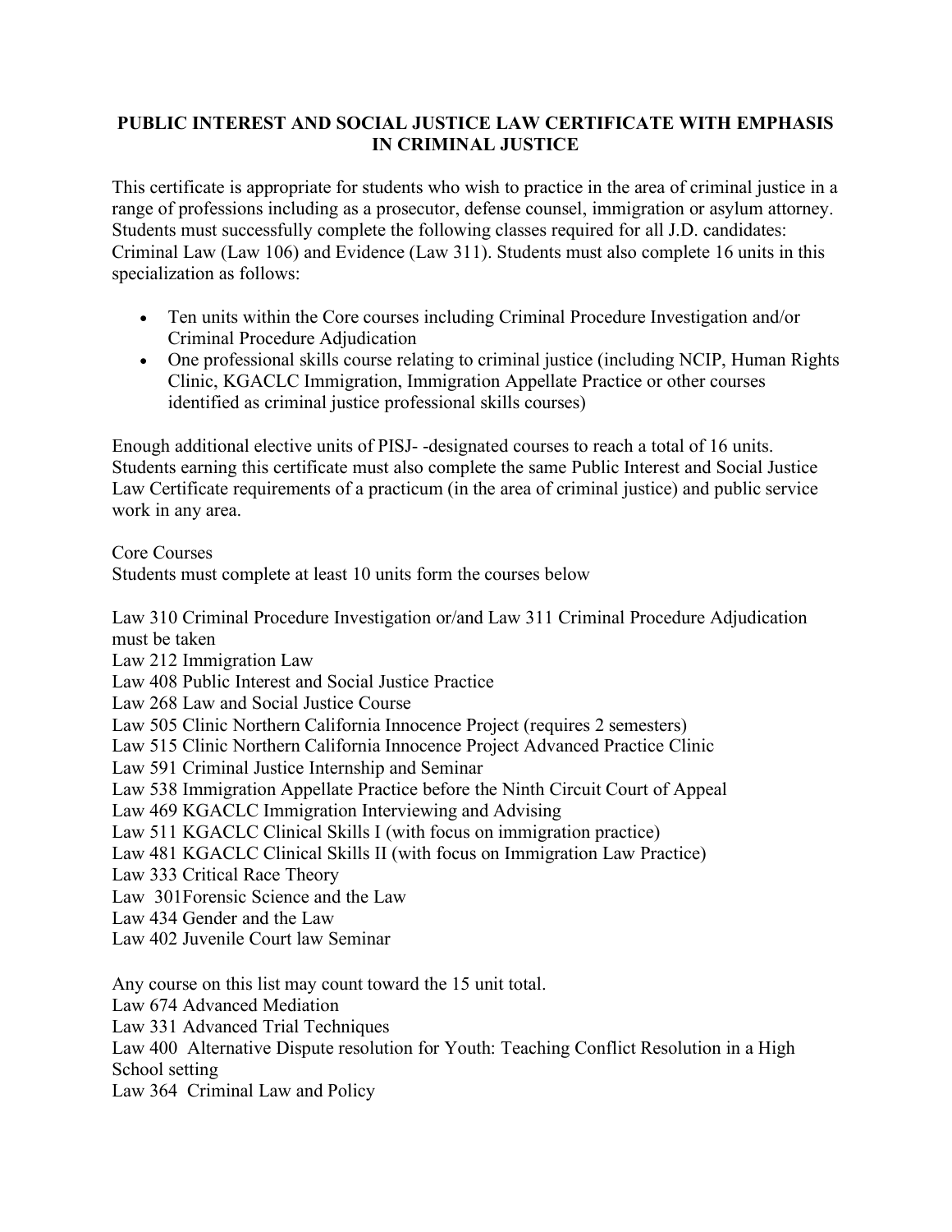# PUBLIC INTEREST AND SOCIAL JUSTICE LAW CERTIFICATE WITH EMPHASIS IN CRIMINAL JUSTICE

This certificate is appropriate for students who wish to practice in the area of criminal justice in a range of professions including as a prosecutor, defense counsel, immigration or asylum attorney. Students must successfully complete the following classes required for all J.D. candidates: Criminal Law (Law 106) and Evidence (Law 311). Students must also complete 16 units in this specialization as follows:

- Ten units within the Core courses including Criminal Procedure Investigation and/or Criminal Procedure Adjudication
- One professional skills course relating to criminal justice (including NCIP, Human Rights Clinic, KGACLC Immigration, Immigration Appellate Practice or other courses identified as criminal justice professional skills courses)

Enough additional elective units of PISJ- -designated courses to reach a total of 16 units. Students earning this certificate must also complete the same Public Interest and Social Justice Law Certificate requirements of a practicum (in the area of criminal justice) and public service work in any area.

Core Courses
Students must complete at least 10 units form the courses below

Law 310 Criminal Procedure Investigation or/and Law 311 Criminal Procedure Adjudication must be taken
Law 212 Immigration Law
Law 408 Public Interest and Social Justice Practice
Law 268 Law and Social Justice Course
Law 505 Clinic Northern California Innocence Project (requires 2 semesters)
Law 515 Clinic Northern California Innocence Project Advanced Practice Clinic
Law 591 Criminal Justice Internship and Seminar
Law 538 Immigration Appellate Practice before the Ninth Circuit Court of Appeal
Law 469 KGACLC Immigration Interviewing and Advising
Law 511 KGACLC Clinical Skills I (with focus on immigration practice)
Law 481 KGACLC Clinical Skills II (with focus on Immigration Law Practice)
Law 333 Critical Race Theory
Law 301Forensic Science and the Law
Law 434 Gender and the Law
Law 402 Juvenile Court law Seminar

Any course on this list may count toward the 15 unit total.
Law 674 Advanced Mediation
Law 331 Advanced Trial Techniques
Law 400 Alternative Dispute resolution for Youth: Teaching Conflict Resolution in a High School setting
Law 364 Criminal Law and Policy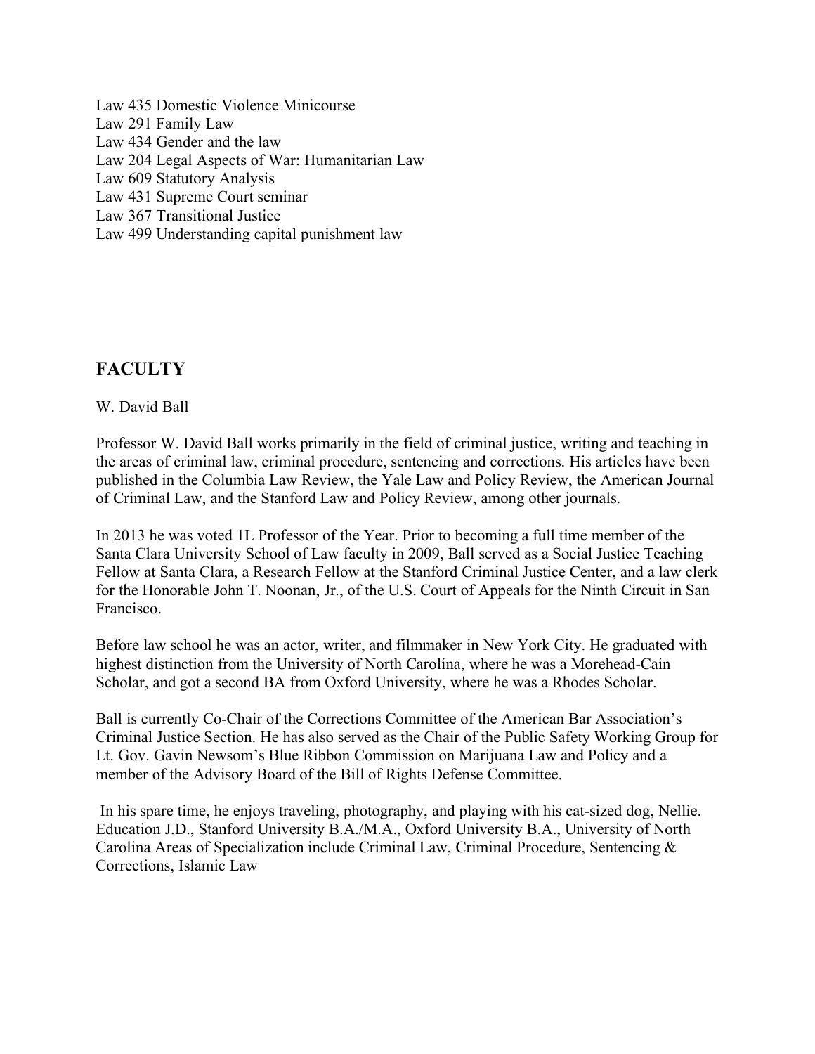Law 435 Domestic Violence Minicourse
Law 291 Family Law
Law 434 Gender and the law
Law 204 Legal Aspects of War: Humanitarian Law
Law 609 Statutory Analysis
Law 431 Supreme Court seminar
Law 367 Transitional Justice
Law 499 Understanding capital punishment law

## FACULTY

W. David Ball

Professor W. David Ball works primarily in the field of criminal justice, writing and teaching in the areas of criminal law, criminal procedure, sentencing and corrections. His articles have been published in the Columbia Law Review, the Yale Law and Policy Review, the American Journal of Criminal Law, and the Stanford Law and Policy Review, among other journals.

In 2013 he was voted 1L Professor of the Year. Prior to becoming a full time member of the Santa Clara University School of Law faculty in 2009, Ball served as a Social Justice Teaching Fellow at Santa Clara, a Research Fellow at the Stanford Criminal Justice Center, and a law clerk for the Honorable John T. Noonan, Jr., of the U.S. Court of Appeals for the Ninth Circuit in San Francisco.

Before law school he was an actor, writer, and filmmaker in New York City. He graduated with highest distinction from the University of North Carolina, where he was a Morehead-Cain Scholar, and got a second BA from Oxford University, where he was a Rhodes Scholar.

Ball is currently Co-Chair of the Corrections Committee of the American Bar Association's Criminal Justice Section. He has also served as the Chair of the Public Safety Working Group for Lt. Gov. Gavin Newsom's Blue Ribbon Commission on Marijuana Law and Policy and a member of the Advisory Board of the Bill of Rights Defense Committee.

In his spare time, he enjoys traveling, photography, and playing with his cat-sized dog, Nellie. Education J.D., Stanford University B.A./M.A., Oxford University B.A., University of North Carolina Areas of Specialization include Criminal Law, Criminal Procedure, Sentencing & Corrections, Islamic Law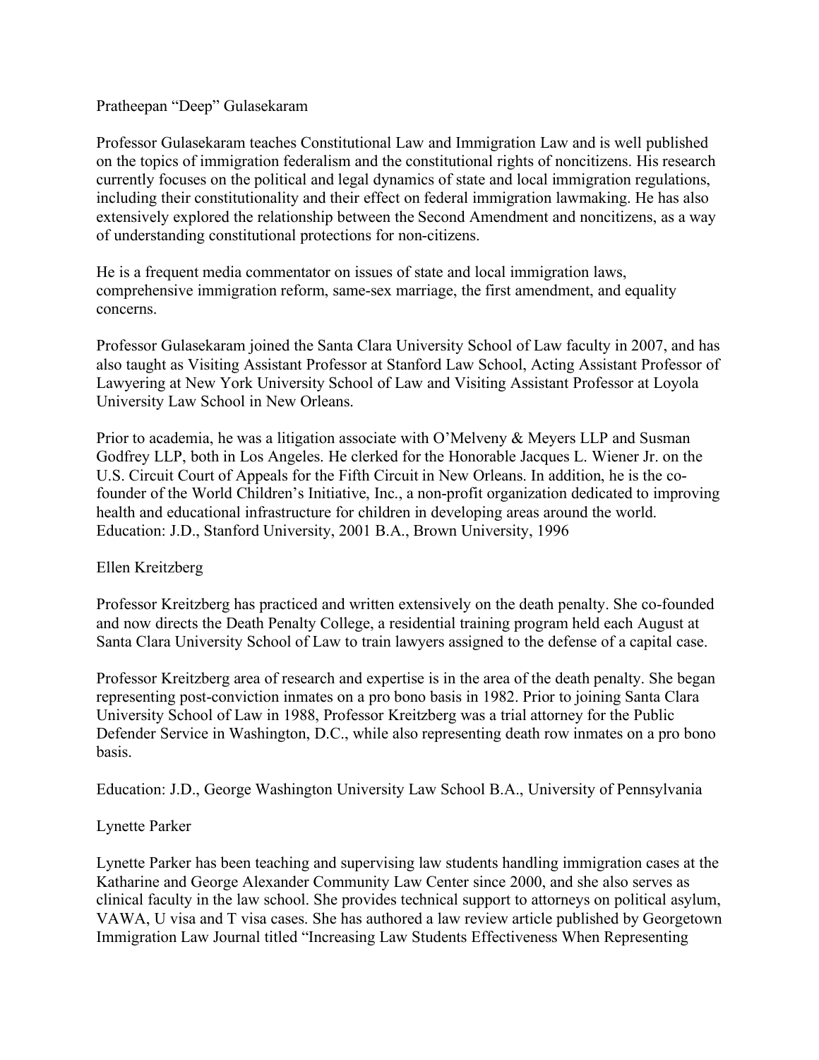## Pratheepan "Deep" Gulasekaram

Professor Gulasekaram teaches Constitutional Law and Immigration Law and is well published on the topics of immigration federalism and the constitutional rights of noncitizens. His research currently focuses on the political and legal dynamics of state and local immigration regulations, including their constitutionality and their effect on federal immigration lawmaking. He has also extensively explored the relationship between the Second Amendment and noncitizens, as a way of understanding constitutional protections for non-citizens.

He is a frequent media commentator on issues of state and local immigration laws, comprehensive immigration reform, same-sex marriage, the first amendment, and equality concerns.

Professor Gulasekaram joined the Santa Clara University School of Law faculty in 2007, and has also taught as Visiting Assistant Professor at Stanford Law School, Acting Assistant Professor of Lawyering at New York University School of Law and Visiting Assistant Professor at Loyola University Law School in New Orleans.

Prior to academia, he was a litigation associate with O'Melveny & Meyers LLP and Susman Godfrey LLP, both in Los Angeles. He clerked for the Honorable Jacques L. Wiener Jr. on the U.S. Circuit Court of Appeals for the Fifth Circuit in New Orleans. In addition, he is the co-founder of the World Children's Initiative, Inc., a non-profit organization dedicated to improving health and educational infrastructure for children in developing areas around the world.
Education: J.D., Stanford University, 2001 B.A., Brown University, 1996

## Ellen Kreitzberg

Professor Kreitzberg has practiced and written extensively on the death penalty. She co-founded and now directs the Death Penalty College, a residential training program held each August at Santa Clara University School of Law to train lawyers assigned to the defense of a capital case.

Professor Kreitzberg area of research and expertise is in the area of the death penalty. She began representing post-conviction inmates on a pro bono basis in 1982. Prior to joining Santa Clara University School of Law in 1988, Professor Kreitzberg was a trial attorney for the Public Defender Service in Washington, D.C., while also representing death row inmates on a pro bono basis.

Education: J.D., George Washington University Law School B.A., University of Pennsylvania

## Lynette Parker

Lynette Parker has been teaching and supervising law students handling immigration cases at the Katharine and George Alexander Community Law Center since 2000, and she also serves as clinical faculty in the law school. She provides technical support to attorneys on political asylum, VAWA, U visa and T visa cases. She has authored a law review article published by Georgetown Immigration Law Journal titled "Increasing Law Students Effectiveness When Representing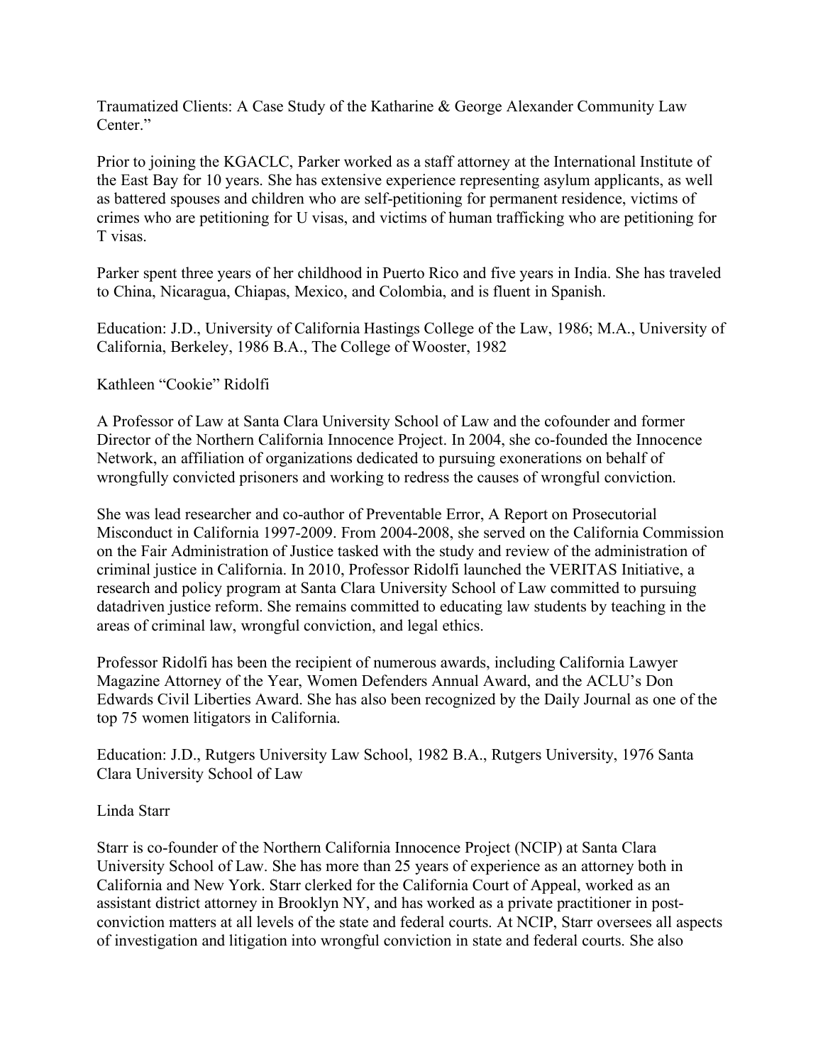Traumatized Clients: A Case Study of the Katharine & George Alexander Community Law Center."

Prior to joining the KGACLC, Parker worked as a staff attorney at the International Institute of the East Bay for 10 years. She has extensive experience representing asylum applicants, as well as battered spouses and children who are self-petitioning for permanent residence, victims of crimes who are petitioning for U visas, and victims of human trafficking who are petitioning for T visas.

Parker spent three years of her childhood in Puerto Rico and five years in India. She has traveled to China, Nicaragua, Chiapas, Mexico, and Colombia, and is fluent in Spanish.

Education: J.D., University of California Hastings College of the Law, 1986; M.A., University of California, Berkeley, 1986 B.A., The College of Wooster, 1982

Kathleen "Cookie" Ridolfi

A Professor of Law at Santa Clara University School of Law and the cofounder and former Director of the Northern California Innocence Project. In 2004, she co-founded the Innocence Network, an affiliation of organizations dedicated to pursuing exonerations on behalf of wrongfully convicted prisoners and working to redress the causes of wrongful conviction.

She was lead researcher and co-author of Preventable Error, A Report on Prosecutorial Misconduct in California 1997-2009. From 2004-2008, she served on the California Commission on the Fair Administration of Justice tasked with the study and review of the administration of criminal justice in California. In 2010, Professor Ridolfi launched the VERITAS Initiative, a research and policy program at Santa Clara University School of Law committed to pursuing datadriven justice reform. She remains committed to educating law students by teaching in the areas of criminal law, wrongful conviction, and legal ethics.

Professor Ridolfi has been the recipient of numerous awards, including California Lawyer Magazine Attorney of the Year, Women Defenders Annual Award, and the ACLU's Don Edwards Civil Liberties Award. She has also been recognized by the Daily Journal as one of the top 75 women litigators in California.

Education: J.D., Rutgers University Law School, 1982 B.A., Rutgers University, 1976 Santa Clara University School of Law

Linda Starr

Starr is co-founder of the Northern California Innocence Project (NCIP) at Santa Clara University School of Law. She has more than 25 years of experience as an attorney both in California and New York. Starr clerked for the California Court of Appeal, worked as an assistant district attorney in Brooklyn NY, and has worked as a private practitioner in post-conviction matters at all levels of the state and federal courts. At NCIP, Starr oversees all aspects of investigation and litigation into wrongful conviction in state and federal courts. She also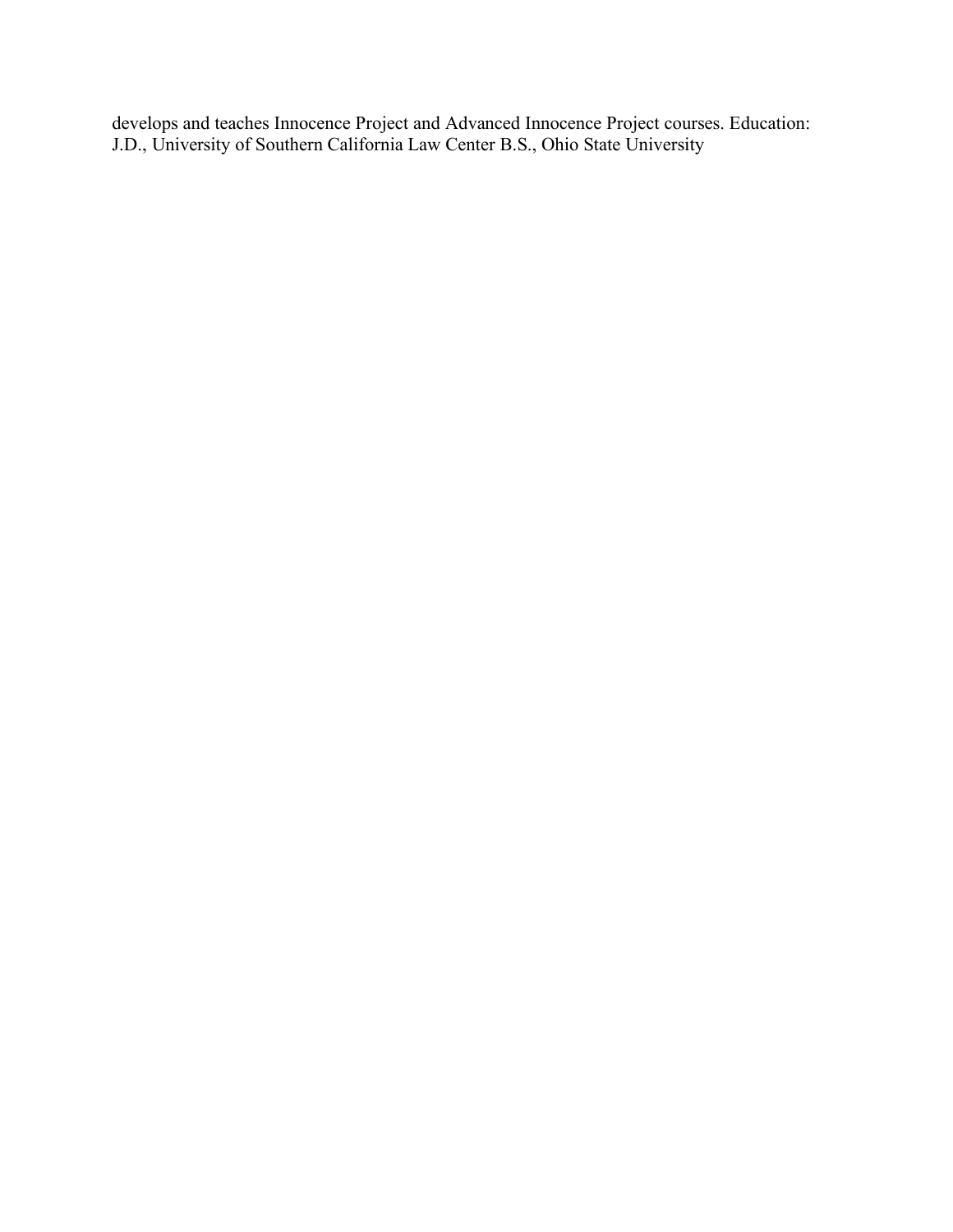develops and teaches Innocence Project and Advanced Innocence Project courses. Education: J.D., University of Southern California Law Center B.S., Ohio State University